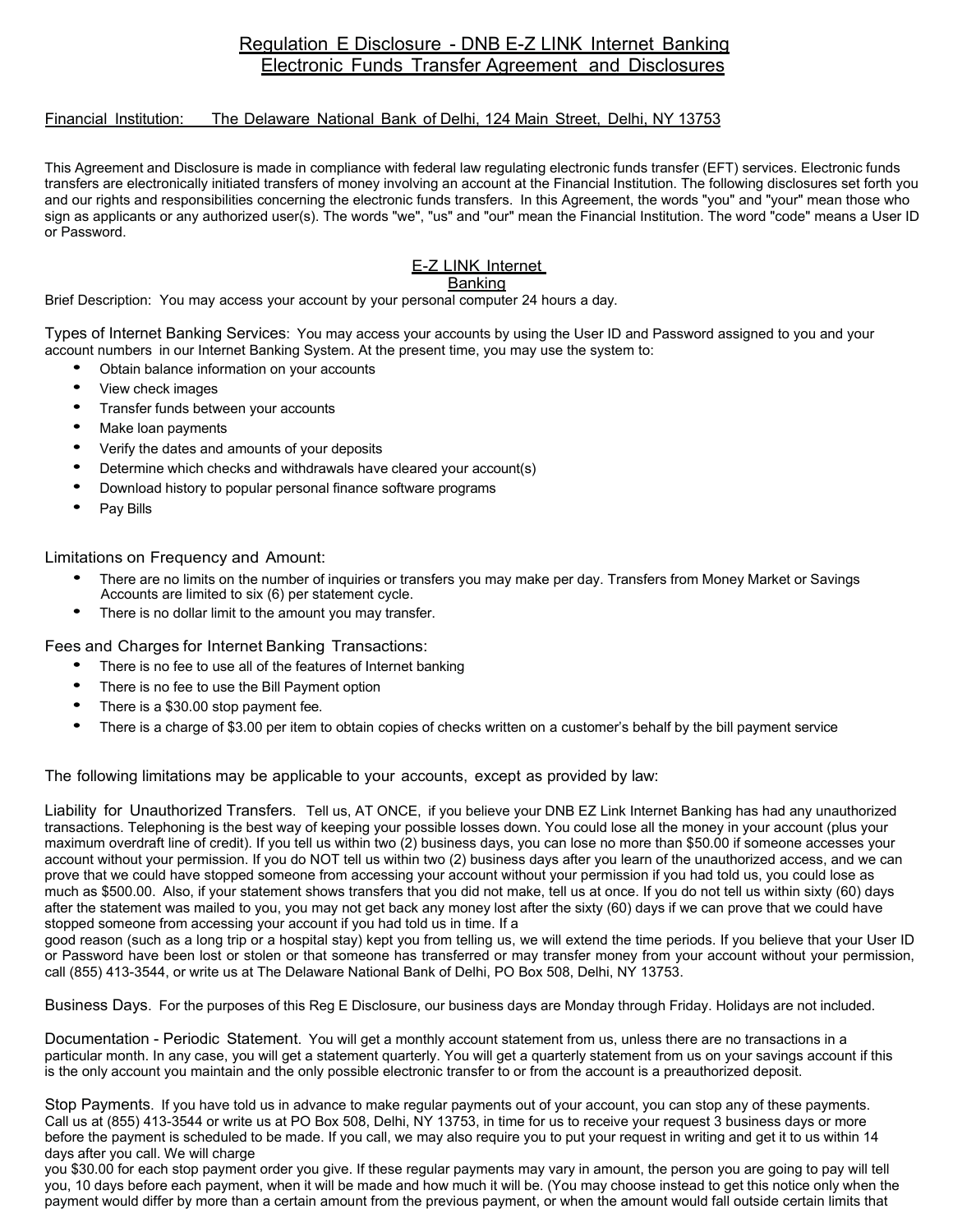# Regulation E Disclosure - DNB E-Z LINK Internet Banking Electronic Funds Transfer Agreement and Disclosures

Financial Institution: The Delaware National Bank of Delhi, 124 Main Street, Delhi, NY 13753

This Agreement and Disclosure is made in compliance with federal law regulating electronic funds transfer (EFT) services. Electronic funds transfers are electronically initiated transfers of money involving an account at the Financial Institution. The following disclosures set forth you and our rights and responsibilities concerning the electronic funds transfers. In this Agreement, the words "you" and "your" mean those who sign as applicants or any authorized user(s). The words "we", "us" and "our" mean the Financial Institution. The word "code" means a User ID or Password.

## E-Z LINK Internet Banking

Brief Description: You may access your account by your personal computer 24 hours a day.

Types of Internet Banking Services: You may access your accounts by using the User ID and Password assigned to you and your account numbers in our Internet Banking System. At the present time, you may use the system to:

- Obtain balance information on your accounts
- View check images
- Transfer funds between your accounts
- Make loan payments
- Verify the dates and amounts of your deposits
- Determine which checks and withdrawals have cleared your account(s)
- Download history to popular personal finance software programs
- Pay Bills

Limitations on Frequency and Amount:

- There are no limits on the number of inquiries or transfers you may make per day. Transfers from Money Market or Savings Accounts are limited to six (6) per statement cycle.
- There is no dollar limit to the amount you may transfer.

Fees and Charges for Internet Banking Transactions:

- There is no fee to use all of the features of Internet banking
- There is no fee to use the Bill Payment option
- There is a $30.00 stop payment fee.
- There is a charge of $3.00 per item to obtain copies of checks written on a customer's behalf by the bill payment service

The following limitations may be applicable to your accounts, except as provided by law:

Liability for Unauthorized Transfers. Tell us, AT ONCE, if you believe your DNB EZ Link Internet Banking has had any unauthorized transactions. Telephoning is the best way of keeping your possible losses down. You could lose all the money in your account (plus your maximum overdraft line of credit). If you tell us within two (2) business days, you can lose no more than $50.00 if someone accesses your account without your permission. If you do NOT tell us within two (2) business days after you learn of the unauthorized access, and we can prove that we could have stopped someone from accessing your account without your permission if you had told us, you could lose as much as $500.00. Also, if your statement shows transfers that you did not make, tell us at once. If you do not tell us within sixty (60) days after the statement was mailed to you, you may not get back any money lost after the sixty (60) days if we can prove that we could have stopped someone from accessing your account if you had told us in time. If a good reason (such as a long trip or a hospital stay) kept you from telling us, we will extend the time periods. If you believe that your User ID or Password have been lost or stolen or that someone has transferred or may transfer money from your account without your permission, call (855) 413-3544, or write us at The Delaware National Bank of Delhi, PO Box 508, Delhi, NY 13753.

Business Days. For the purposes of this Reg E Disclosure, our business days are Monday through Friday. Holidays are not included.

Documentation - Periodic Statement. You will get a monthly account statement from us, unless there are no transactions in a particular month. In any case, you will get a statement quarterly. You will get a quarterly statement from us on your savings account if this is the only account you maintain and the only possible electronic transfer to or from the account is a preauthorized deposit.

Stop Payments. If you have told us in advance to make regular payments out of your account, you can stop any of these payments. Call us at (855) 413-3544 or write us at PO Box 508, Delhi, NY 13753, in time for us to receive your request 3 business days or more before the payment is scheduled to be made. If you call, we may also require you to put your request in writing and get it to us within 14 days after you call. We will charge you $30.00 for each stop payment order you give. If these regular payments may vary in amount, the person you are going to pay will tell you, 10 days before each payment, when it will be made and how much it will be. (You may choose instead to get this notice only when the payment would differ by more than a certain amount from the previous payment, or when the amount would fall outside certain limits that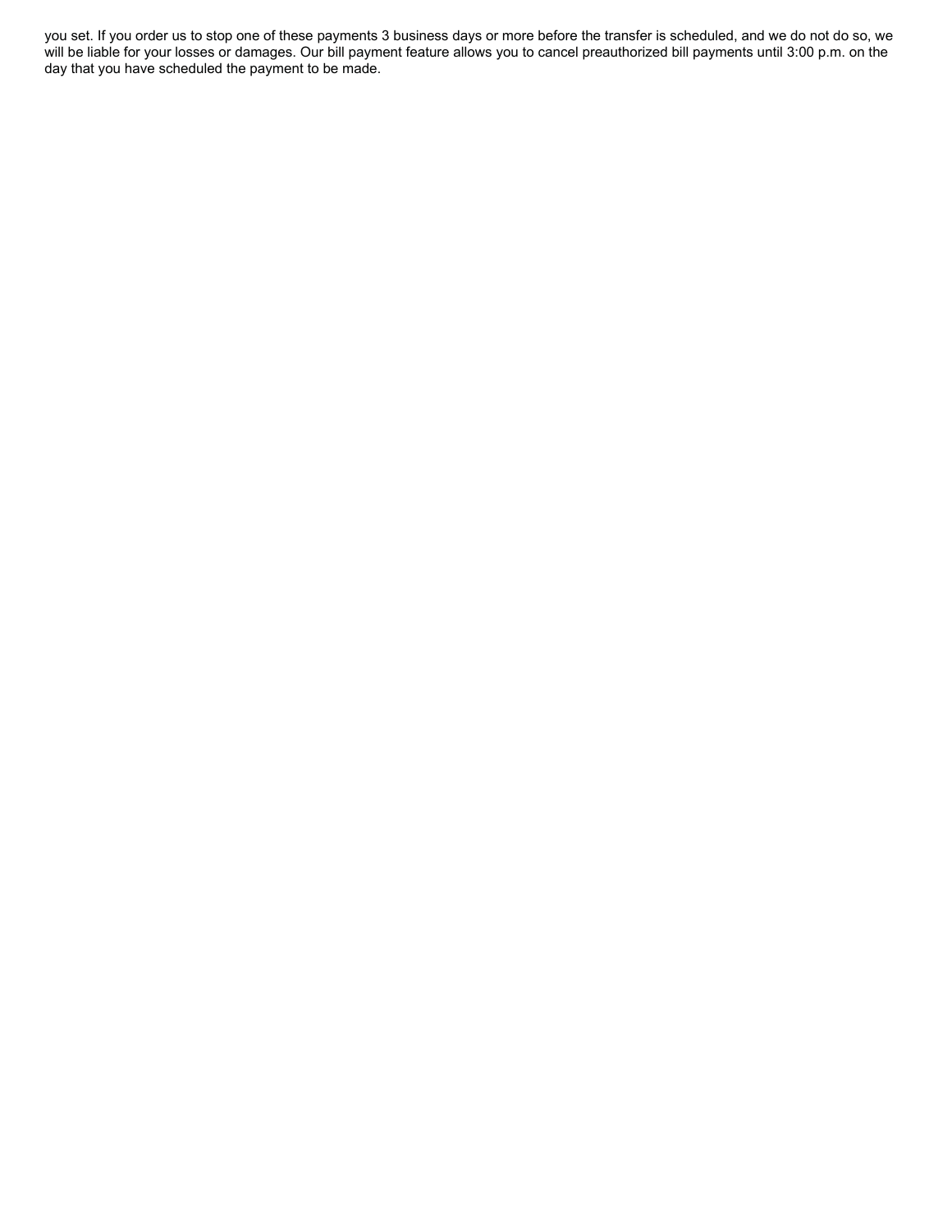you set. If you order us to stop one of these payments 3 business days or more before the transfer is scheduled, and we do not do so, we will be liable for your losses or damages. Our bill payment feature allows you to cancel preauthorized bill payments until 3:00 p.m. on the day that you have scheduled the payment to be made.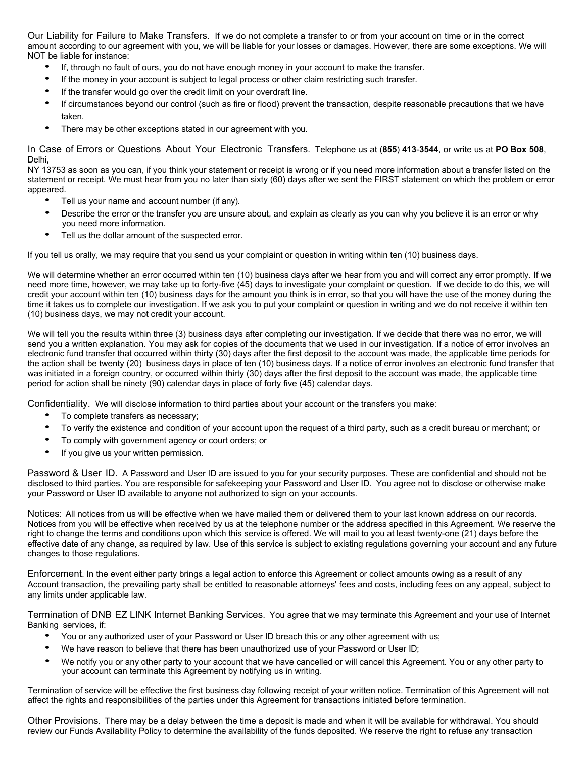Our Liability for Failure to Make Transfers. If we do not complete a transfer to or from your account on time or in the correct amount according to our agreement with you, we will be liable for your losses or damages. However, there are some exceptions. We will NOT be liable for instance:

- If, through no fault of ours, you do not have enough money in your account to make the transfer.
- If the money in your account is subject to legal process or other claim restricting such transfer.
- If the transfer would go over the credit limit on your overdraft line.
- If circumstances beyond our control (such as fire or flood) prevent the transaction, despite reasonable precautions that we have taken.
- There may be other exceptions stated in our agreement with you.

In Case of Errors or Questions About Your Electronic Transfers. Telephone us at (**855**) **413-3544**, or write us at **PO Box 508**, Delhi,
NY 13753 as soon as you can, if you think your statement or receipt is wrong or if you need more information about a transfer listed on the statement or receipt. We must hear from you no later than sixty (60) days after we sent the FIRST statement on which the problem or error appeared.

- Tell us your name and account number (if any).
- Describe the error or the transfer you are unsure about, and explain as clearly as you can why you believe it is an error or why you need more information.
- Tell us the dollar amount of the suspected error.

If you tell us orally, we may require that you send us your complaint or question in writing within ten (10) business days.

We will determine whether an error occurred within ten (10) business days after we hear from you and will correct any error promptly. If we need more time, however, we may take up to forty-five (45) days to investigate your complaint or question. If we decide to do this, we will credit your account within ten (10) business days for the amount you think is in error, so that you will have the use of the money during the time it takes us to complete our investigation. If we ask you to put your complaint or question in writing and we do not receive it within ten (10) business days, we may not credit your account.

We will tell you the results within three (3) business days after completing our investigation. If we decide that there was no error, we will send you a written explanation. You may ask for copies of the documents that we used in our investigation. If a notice of error involves an electronic fund transfer that occurred within thirty (30) days after the first deposit to the account was made, the applicable time periods for the action shall be twenty (20) business days in place of ten (10) business days. If a notice of error involves an electronic fund transfer that was initiated in a foreign country, or occurred within thirty (30) days after the first deposit to the account was made, the applicable time period for action shall be ninety (90) calendar days in place of forty five (45) calendar days.

Confidentiality. We will disclose information to third parties about your account or the transfers you make:

- To complete transfers as necessary;
- To verify the existence and condition of your account upon the request of a third party, such as a credit bureau or merchant; or
- To comply with government agency or court orders; or
- If you give us your written permission.

Password & User ID. A Password and User ID are issued to you for your security purposes. These are confidential and should not be disclosed to third parties. You are responsible for safekeeping your Password and User ID. You agree not to disclose or otherwise make your Password or User ID available to anyone not authorized to sign on your accounts.

Notices: All notices from us will be effective when we have mailed them or delivered them to your last known address on our records. Notices from you will be effective when received by us at the telephone number or the address specified in this Agreement. We reserve the right to change the terms and conditions upon which this service is offered. We will mail to you at least twenty-one (21) days before the effective date of any change, as required by law. Use of this service is subject to existing regulations governing your account and any future changes to those regulations.

Enforcement. In the event either party brings a legal action to enforce this Agreement or collect amounts owing as a result of any Account transaction, the prevailing party shall be entitled to reasonable attorneys' fees and costs, including fees on any appeal, subject to any limits under applicable law.

Termination of DNB EZ LINK Internet Banking Services. You agree that we may terminate this Agreement and your use of Internet Banking services, if:

- You or any authorized user of your Password or User ID breach this or any other agreement with us;
- We have reason to believe that there has been unauthorized use of your Password or User ID;
- We notify you or any other party to your account that we have cancelled or will cancel this Agreement. You or any other party to your account can terminate this Agreement by notifying us in writing.

Termination of service will be effective the first business day following receipt of your written notice. Termination of this Agreement will not affect the rights and responsibilities of the parties under this Agreement for transactions initiated before termination.

Other Provisions. There may be a delay between the time a deposit is made and when it will be available for withdrawal. You should review our Funds Availability Policy to determine the availability of the funds deposited. We reserve the right to refuse any transaction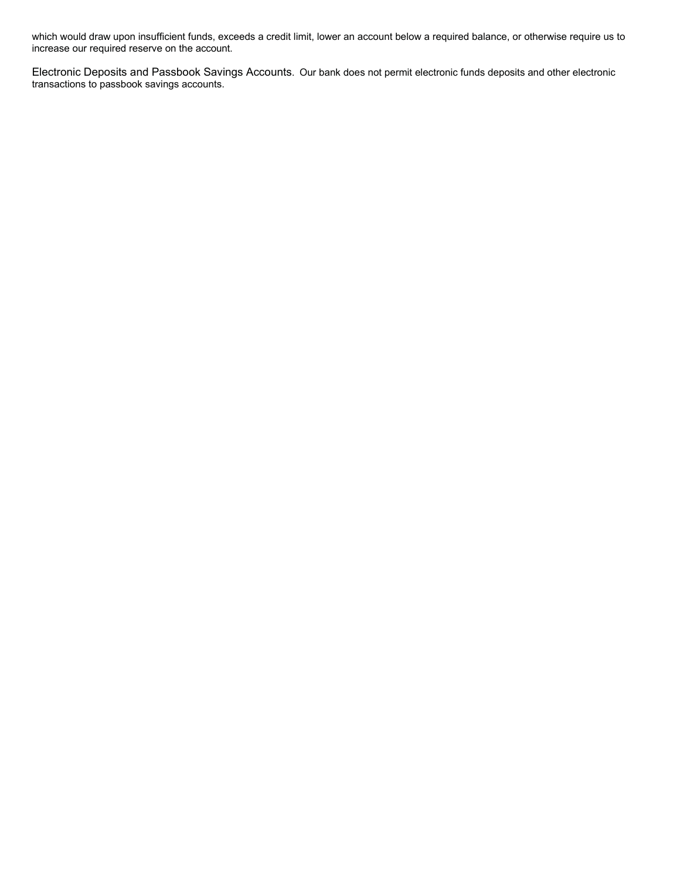which would draw upon insufficient funds, exceeds a credit limit, lower an account below a required balance, or otherwise require us to increase our required reserve on the account.

Electronic Deposits and Passbook Savings Accounts. Our bank does not permit electronic funds deposits and other electronic transactions to passbook savings accounts.